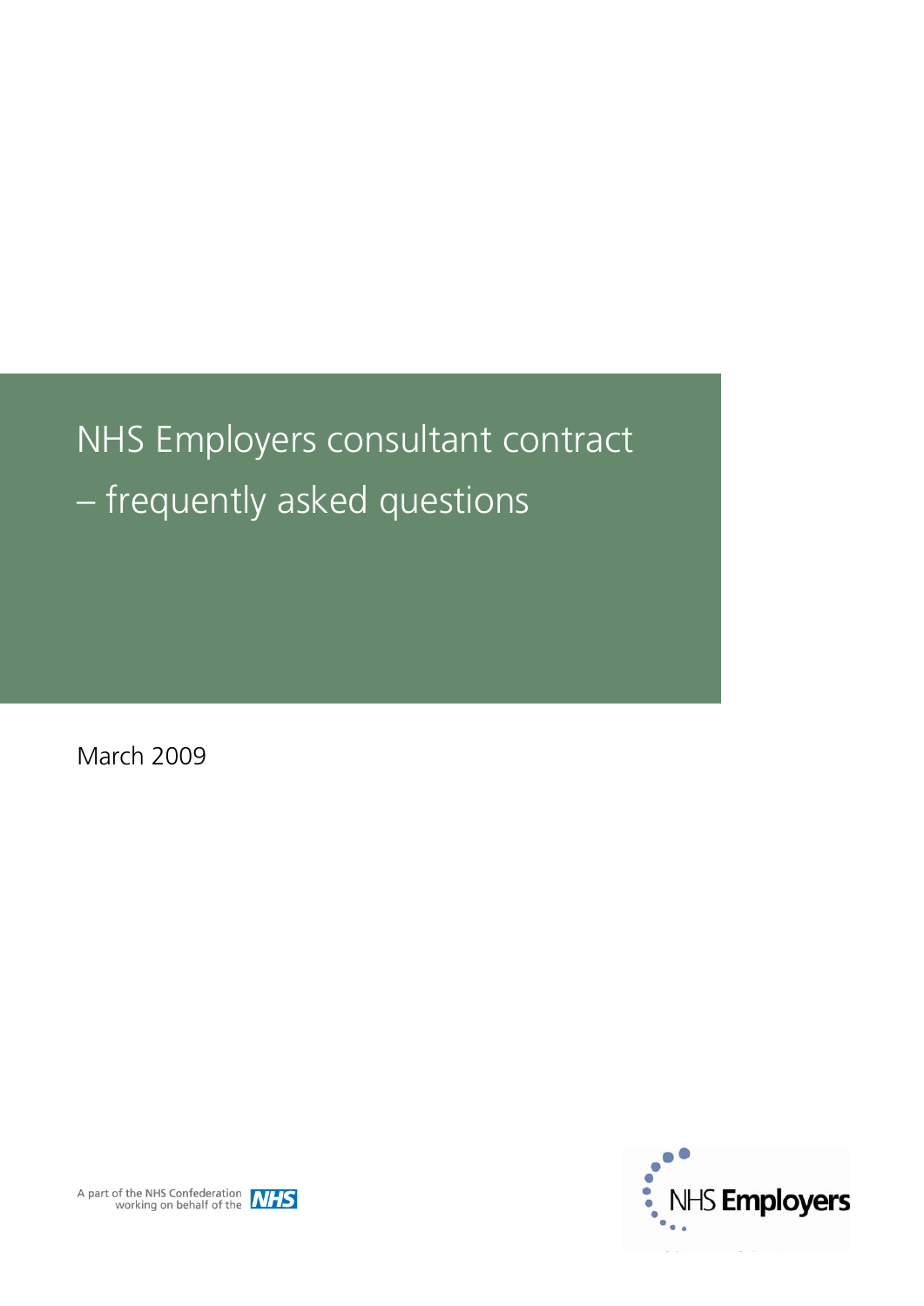# NHS Employers consultant contract – frequently asked questions

March 2009

A part of the NHS Confederation working on behalf of the NHS

NHS Employers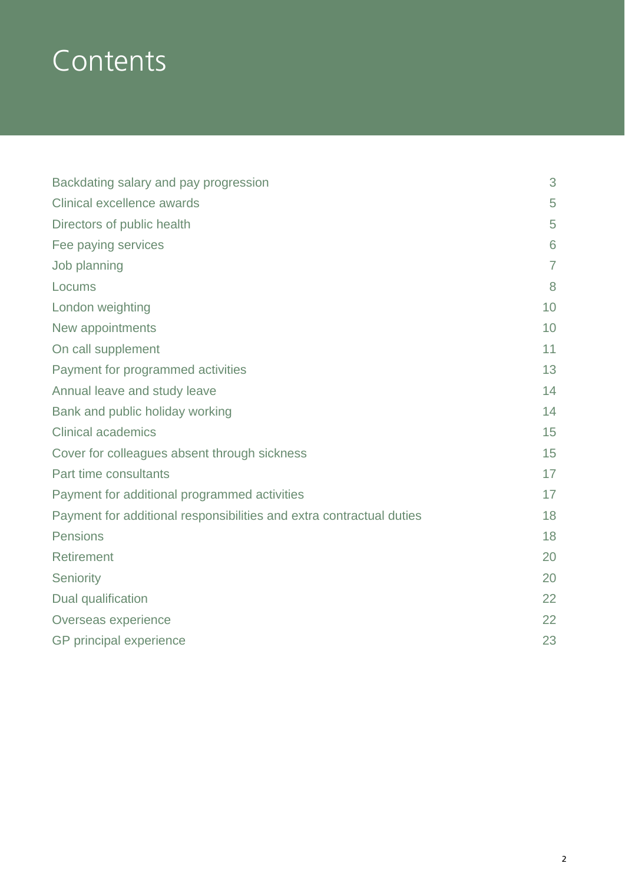# Contents

| | |
|---|---|
| Backdating salary and pay progression | 3 |
| Clinical excellence awards | 5 |
| Directors of public health | 5 |
| Fee paying services | 6 |
| Job planning | 7 |
| Locums | 8 |
| London weighting | 10 |
| New appointments | 10 |
| On call supplement | 11 |
| Payment for programmed activities | 13 |
| Annual leave and study leave | 14 |
| Bank and public holiday working | 14 |
| Clinical academics | 15 |
| Cover for colleagues absent through sickness | 15 |
| Part time consultants | 17 |
| Payment for additional programmed activities | 17 |
| Payment for additional responsibilities and extra contractual duties | 18 |
| Pensions | 18 |
| Retirement | 20 |
| Seniority | 20 |
| Dual qualification | 22 |
| Overseas experience | 22 |
| GP principal experience | 23 |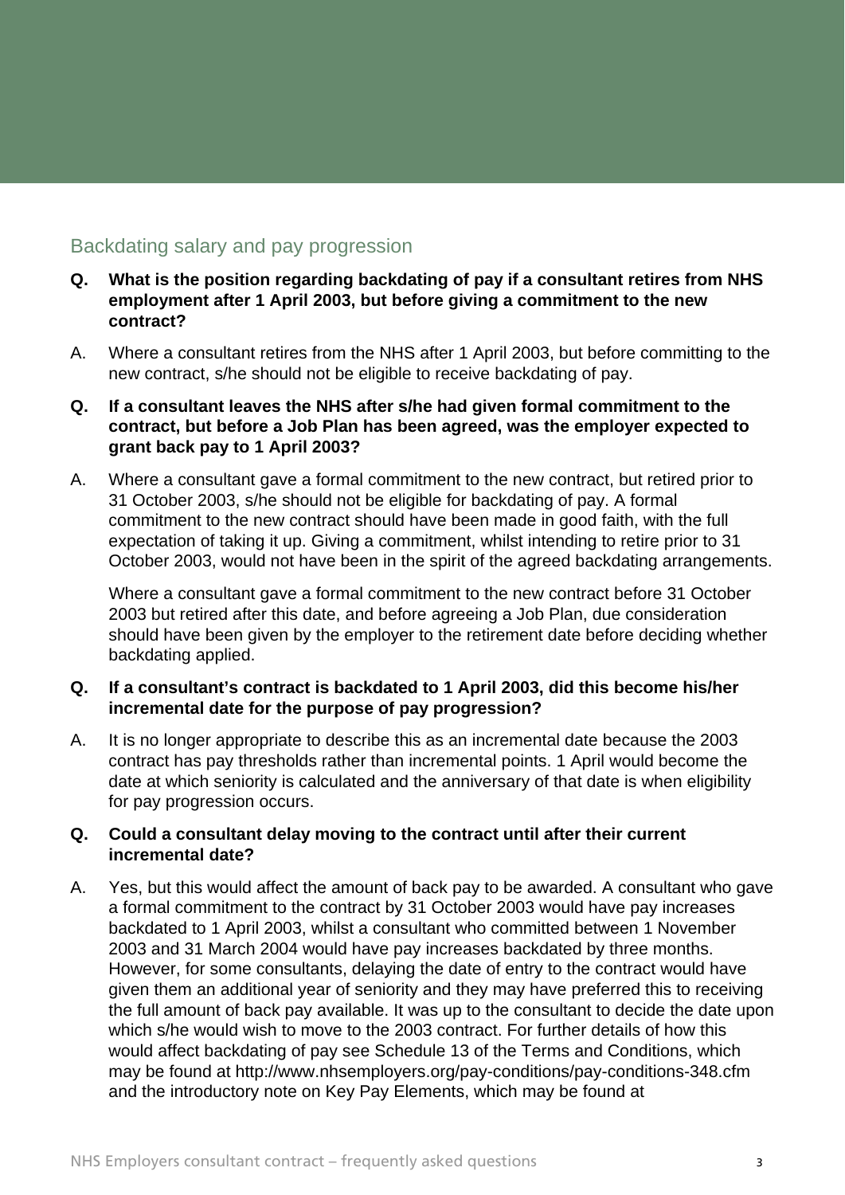## Backdating salary and pay progression

**Q. What is the position regarding backdating of pay if a consultant retires from NHS employment after 1 April 2003, but before giving a commitment to the new contract?**

A. Where a consultant retires from the NHS after 1 April 2003, but before committing to the new contract, s/he should not be eligible to receive backdating of pay.

**Q. If a consultant leaves the NHS after s/he had given formal commitment to the contract, but before a Job Plan has been agreed, was the employer expected to grant back pay to 1 April 2003?**

A. Where a consultant gave a formal commitment to the new contract, but retired prior to 31 October 2003, s/he should not be eligible for backdating of pay. A formal commitment to the new contract should have been made in good faith, with the full expectation of taking it up. Giving a commitment, whilst intending to retire prior to 31 October 2003, would not have been in the spirit of the agreed backdating arrangements.

Where a consultant gave a formal commitment to the new contract before 31 October 2003 but retired after this date, and before agreeing a Job Plan, due consideration should have been given by the employer to the retirement date before deciding whether backdating applied.

**Q. If a consultant's contract is backdated to 1 April 2003, did this become his/her incremental date for the purpose of pay progression?**

A. It is no longer appropriate to describe this as an incremental date because the 2003 contract has pay thresholds rather than incremental points. 1 April would become the date at which seniority is calculated and the anniversary of that date is when eligibility for pay progression occurs.

**Q. Could a consultant delay moving to the contract until after their current incremental date?**

A. Yes, but this would affect the amount of back pay to be awarded. A consultant who gave a formal commitment to the contract by 31 October 2003 would have pay increases backdated to 1 April 2003, whilst a consultant who committed between 1 November 2003 and 31 March 2004 would have pay increases backdated by three months. However, for some consultants, delaying the date of entry to the contract would have given them an additional year of seniority and they may have preferred this to receiving the full amount of back pay available. It was up to the consultant to decide the date upon which s/he would wish to move to the 2003 contract. For further details of how this would affect backdating of pay see Schedule 13 of the Terms and Conditions, which may be found at http://www.nhsemployers.org/pay-conditions/pay-conditions-348.cfm and the introductory note on Key Pay Elements, which may be found at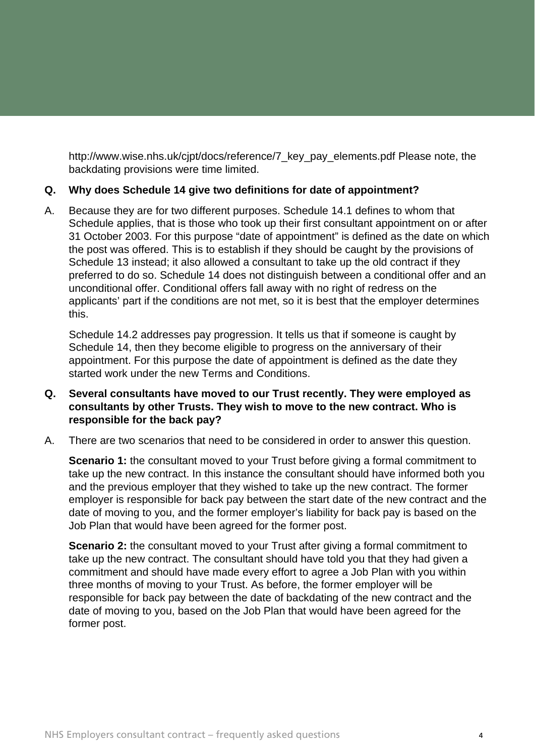http://www.wise.nhs.uk/cjpt/docs/reference/7_key_pay_elements.pdf Please note, the backdating provisions were time limited.

**Q. Why does Schedule 14 give two definitions for date of appointment?**

A. Because they are for two different purposes. Schedule 14.1 defines to whom that Schedule applies, that is those who took up their first consultant appointment on or after 31 October 2003. For this purpose "date of appointment" is defined as the date on which the post was offered. This is to establish if they should be caught by the provisions of Schedule 13 instead; it also allowed a consultant to take up the old contract if they preferred to do so. Schedule 14 does not distinguish between a conditional offer and an unconditional offer. Conditional offers fall away with no right of redress on the applicants' part if the conditions are not met, so it is best that the employer determines this.

Schedule 14.2 addresses pay progression. It tells us that if someone is caught by Schedule 14, then they become eligible to progress on the anniversary of their appointment. For this purpose the date of appointment is defined as the date they started work under the new Terms and Conditions.

**Q. Several consultants have moved to our Trust recently. They were employed as consultants by other Trusts. They wish to move to the new contract. Who is responsible for the back pay?**

A. There are two scenarios that need to be considered in order to answer this question.

**Scenario 1:** the consultant moved to your Trust before giving a formal commitment to take up the new contract. In this instance the consultant should have informed both you and the previous employer that they wished to take up the new contract. The former employer is responsible for back pay between the start date of the new contract and the date of moving to you, and the former employer's liability for back pay is based on the Job Plan that would have been agreed for the former post.

**Scenario 2:** the consultant moved to your Trust after giving a formal commitment to take up the new contract. The consultant should have told you that they had given a commitment and should have made every effort to agree a Job Plan with you within three months of moving to your Trust. As before, the former employer will be responsible for back pay between the date of backdating of the new contract and the date of moving to you, based on the Job Plan that would have been agreed for the former post.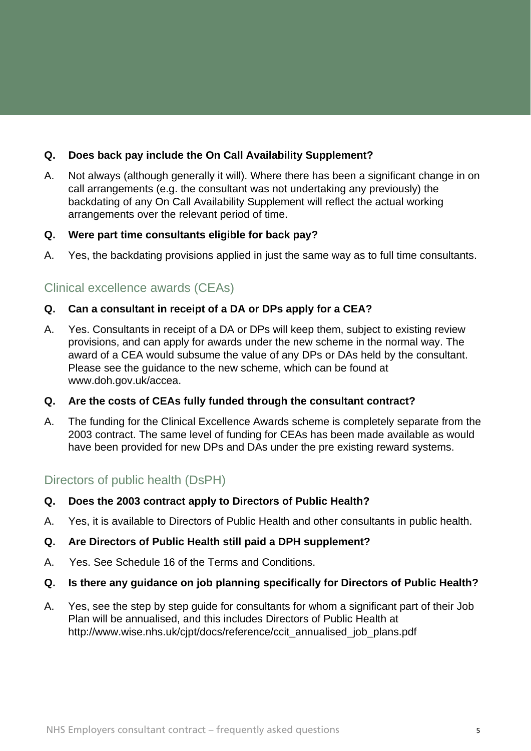**Q. Does back pay include the On Call Availability Supplement?**

A. Not always (although generally it will). Where there has been a significant change in on call arrangements (e.g. the consultant was not undertaking any previously) the backdating of any On Call Availability Supplement will reflect the actual working arrangements over the relevant period of time.

**Q. Were part time consultants eligible for back pay?**

A. Yes, the backdating provisions applied in just the same way as to full time consultants.

## Clinical excellence awards (CEAs)

**Q. Can a consultant in receipt of a DA or DPs apply for a CEA?**

A. Yes. Consultants in receipt of a DA or DPs will keep them, subject to existing review provisions, and can apply for awards under the new scheme in the normal way. The award of a CEA would subsume the value of any DPs or DAs held by the consultant. Please see the guidance to the new scheme, which can be found at www.doh.gov.uk/accea.

**Q. Are the costs of CEAs fully funded through the consultant contract?**

A. The funding for the Clinical Excellence Awards scheme is completely separate from the 2003 contract. The same level of funding for CEAs has been made available as would have been provided for new DPs and DAs under the pre existing reward systems.

## Directors of public health (DsPH)

**Q. Does the 2003 contract apply to Directors of Public Health?**

A. Yes, it is available to Directors of Public Health and other consultants in public health.

**Q. Are Directors of Public Health still paid a DPH supplement?**

A. Yes. See Schedule 16 of the Terms and Conditions.

**Q. Is there any guidance on job planning specifically for Directors of Public Health?**

A. Yes, see the step by step guide for consultants for whom a significant part of their Job Plan will be annualised, and this includes Directors of Public Health at http://www.wise.nhs.uk/cjpt/docs/reference/ccit_annualised_job_plans.pdf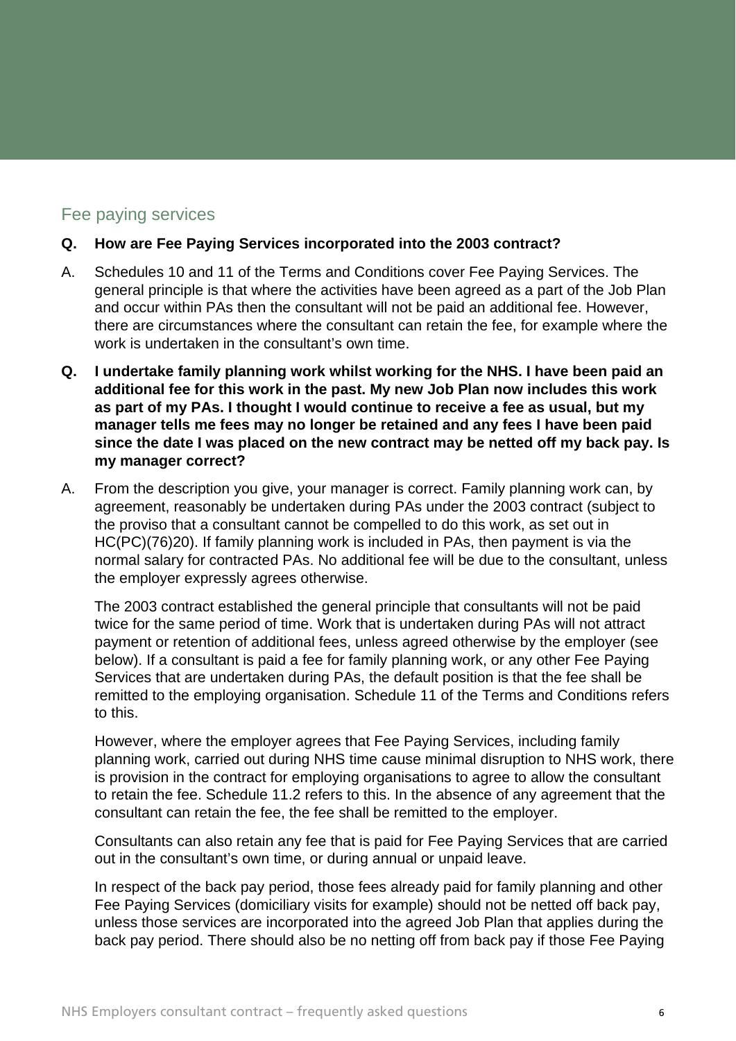## Fee paying services

**Q. How are Fee Paying Services incorporated into the 2003 contract?**

A. Schedules 10 and 11 of the Terms and Conditions cover Fee Paying Services. The general principle is that where the activities have been agreed as a part of the Job Plan and occur within PAs then the consultant will not be paid an additional fee. However, there are circumstances where the consultant can retain the fee, for example where the work is undertaken in the consultant's own time.

**Q. I undertake family planning work whilst working for the NHS. I have been paid an additional fee for this work in the past. My new Job Plan now includes this work as part of my PAs. I thought I would continue to receive a fee as usual, but my manager tells me fees may no longer be retained and any fees I have been paid since the date I was placed on the new contract may be netted off my back pay. Is my manager correct?**

A. From the description you give, your manager is correct. Family planning work can, by agreement, reasonably be undertaken during PAs under the 2003 contract (subject to the proviso that a consultant cannot be compelled to do this work, as set out in HC(PC)(76)20). If family planning work is included in PAs, then payment is via the normal salary for contracted PAs. No additional fee will be due to the consultant, unless the employer expressly agrees otherwise.

The 2003 contract established the general principle that consultants will not be paid twice for the same period of time. Work that is undertaken during PAs will not attract payment or retention of additional fees, unless agreed otherwise by the employer (see below). If a consultant is paid a fee for family planning work, or any other Fee Paying Services that are undertaken during PAs, the default position is that the fee shall be remitted to the employing organisation. Schedule 11 of the Terms and Conditions refers to this.

However, where the employer agrees that Fee Paying Services, including family planning work, carried out during NHS time cause minimal disruption to NHS work, there is provision in the contract for employing organisations to agree to allow the consultant to retain the fee. Schedule 11.2 refers to this. In the absence of any agreement that the consultant can retain the fee, the fee shall be remitted to the employer.

Consultants can also retain any fee that is paid for Fee Paying Services that are carried out in the consultant's own time, or during annual or unpaid leave.

In respect of the back pay period, those fees already paid for family planning and other Fee Paying Services (domiciliary visits for example) should not be netted off back pay, unless those services are incorporated into the agreed Job Plan that applies during the back pay period. There should also be no netting off from back pay if those Fee Paying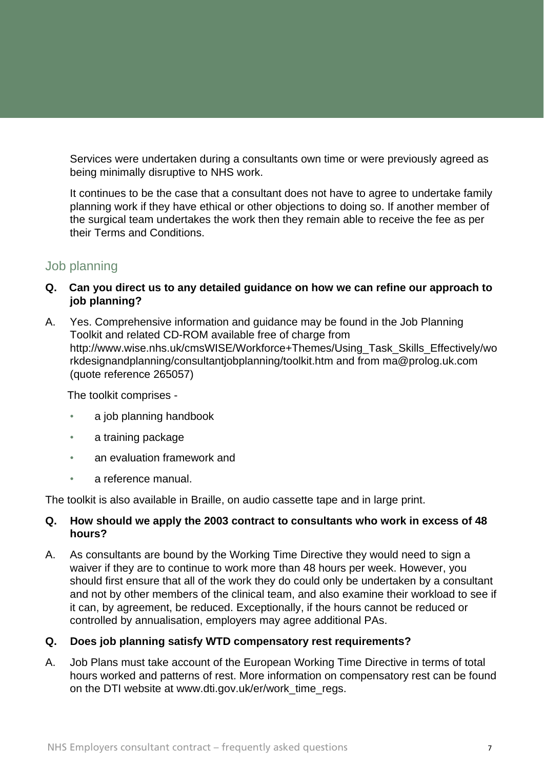Services were undertaken during a consultants own time or were previously agreed as being minimally disruptive to NHS work.

It continues to be the case that a consultant does not have to agree to undertake family planning work if they have ethical or other objections to doing so. If another member of the surgical team undertakes the work then they remain able to receive the fee as per their Terms and Conditions.

## Job planning

**Q. Can you direct us to any detailed guidance on how we can refine our approach to job planning?**

A. Yes. Comprehensive information and guidance may be found in the Job Planning Toolkit and related CD-ROM available free of charge from http://www.wise.nhs.uk/cmsWISE/Workforce+Themes/Using_Task_Skills_Effectively/workdesignandplanning/consultantjobplanning/toolkit.htm and from ma@prolog.uk.com (quote reference 265057)

The toolkit comprises -

- a job planning handbook
- a training package
- an evaluation framework and
- a reference manual.

The toolkit is also available in Braille, on audio cassette tape and in large print.

**Q. How should we apply the 2003 contract to consultants who work in excess of 48 hours?**

A. As consultants are bound by the Working Time Directive they would need to sign a waiver if they are to continue to work more than 48 hours per week. However, you should first ensure that all of the work they do could only be undertaken by a consultant and not by other members of the clinical team, and also examine their workload to see if it can, by agreement, be reduced. Exceptionally, if the hours cannot be reduced or controlled by annualisation, employers may agree additional PAs.

**Q. Does job planning satisfy WTD compensatory rest requirements?**

A. Job Plans must take account of the European Working Time Directive in terms of total hours worked and patterns of rest. More information on compensatory rest can be found on the DTI website at www.dti.gov.uk/er/work_time_regs.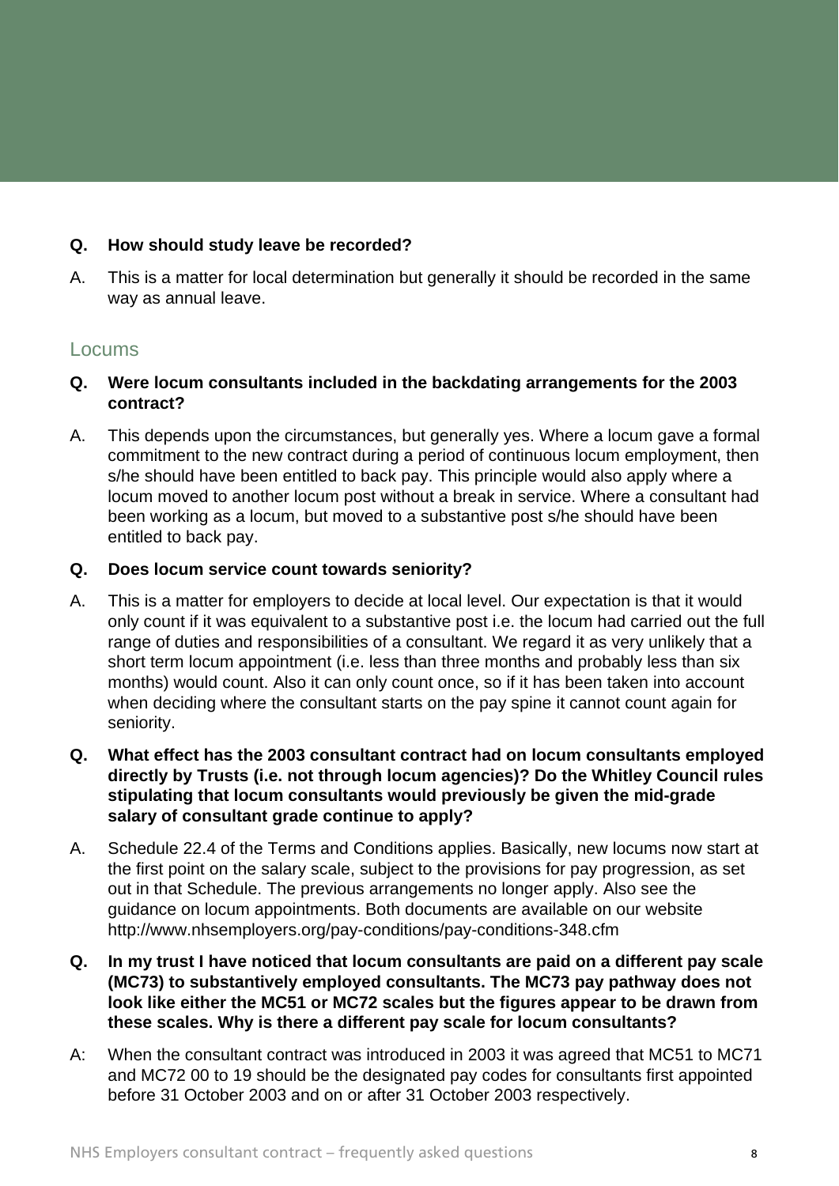**Q. How should study leave be recorded?**

A. This is a matter for local determination but generally it should be recorded in the same way as annual leave.

## Locums

**Q. Were locum consultants included in the backdating arrangements for the 2003 contract?**

A. This depends upon the circumstances, but generally yes. Where a locum gave a formal commitment to the new contract during a period of continuous locum employment, then s/he should have been entitled to back pay. This principle would also apply where a locum moved to another locum post without a break in service. Where a consultant had been working as a locum, but moved to a substantive post s/he should have been entitled to back pay.

**Q. Does locum service count towards seniority?**

A. This is a matter for employers to decide at local level. Our expectation is that it would only count if it was equivalent to a substantive post i.e. the locum had carried out the full range of duties and responsibilities of a consultant. We regard it as very unlikely that a short term locum appointment (i.e. less than three months and probably less than six months) would count. Also it can only count once, so if it has been taken into account when deciding where the consultant starts on the pay spine it cannot count again for seniority.

**Q. What effect has the 2003 consultant contract had on locum consultants employed directly by Trusts (i.e. not through locum agencies)? Do the Whitley Council rules stipulating that locum consultants would previously be given the mid-grade salary of consultant grade continue to apply?**

A. Schedule 22.4 of the Terms and Conditions applies. Basically, new locums now start at the first point on the salary scale, subject to the provisions for pay progression, as set out in that Schedule. The previous arrangements no longer apply. Also see the guidance on locum appointments. Both documents are available on our website http://www.nhsemployers.org/pay-conditions/pay-conditions-348.cfm

**Q. In my trust I have noticed that locum consultants are paid on a different pay scale (MC73) to substantively employed consultants. The MC73 pay pathway does not look like either the MC51 or MC72 scales but the figures appear to be drawn from these scales. Why is there a different pay scale for locum consultants?**

A: When the consultant contract was introduced in 2003 it was agreed that MC51 to MC71 and MC72 00 to 19 should be the designated pay codes for consultants first appointed before 31 October 2003 and on or after 31 October 2003 respectively.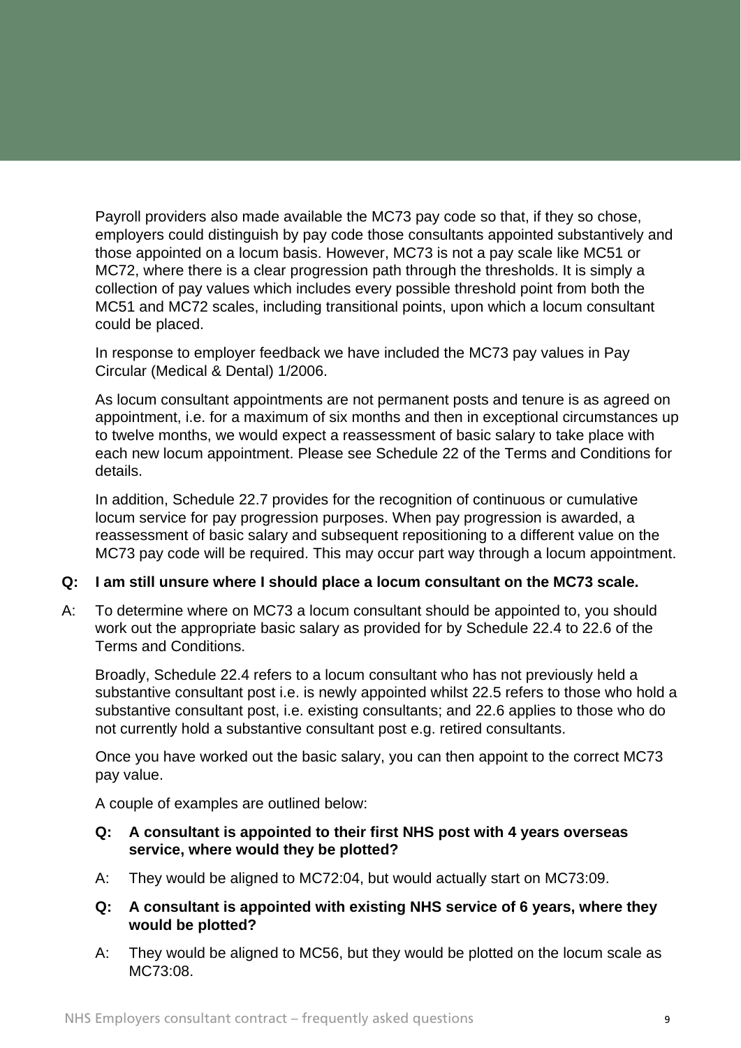Payroll providers also made available the MC73 pay code so that, if they so chose, employers could distinguish by pay code those consultants appointed substantively and those appointed on a locum basis. However, MC73 is not a pay scale like MC51 or MC72, where there is a clear progression path through the thresholds. It is simply a collection of pay values which includes every possible threshold point from both the MC51 and MC72 scales, including transitional points, upon which a locum consultant could be placed.

In response to employer feedback we have included the MC73 pay values in Pay Circular (Medical & Dental) 1/2006.

As locum consultant appointments are not permanent posts and tenure is as agreed on appointment, i.e. for a maximum of six months and then in exceptional circumstances up to twelve months, we would expect a reassessment of basic salary to take place with each new locum appointment. Please see Schedule 22 of the Terms and Conditions for details.

In addition, Schedule 22.7 provides for the recognition of continuous or cumulative locum service for pay progression purposes. When pay progression is awarded, a reassessment of basic salary and subsequent repositioning to a different value on the MC73 pay code will be required. This may occur part way through a locum appointment.

**Q: I am still unsure where I should place a locum consultant on the MC73 scale.**

A: To determine where on MC73 a locum consultant should be appointed to, you should work out the appropriate basic salary as provided for by Schedule 22.4 to 22.6 of the Terms and Conditions.

Broadly, Schedule 22.4 refers to a locum consultant who has not previously held a substantive consultant post i.e. is newly appointed whilst 22.5 refers to those who hold a substantive consultant post, i.e. existing consultants; and 22.6 applies to those who do not currently hold a substantive consultant post e.g. retired consultants.

Once you have worked out the basic salary, you can then appoint to the correct MC73 pay value.

A couple of examples are outlined below:

**Q: A consultant is appointed to their first NHS post with 4 years overseas service, where would they be plotted?**

A: They would be aligned to MC72:04, but would actually start on MC73:09.

**Q: A consultant is appointed with existing NHS service of 6 years, where they would be plotted?**

A: They would be aligned to MC56, but they would be plotted on the locum scale as MC73:08.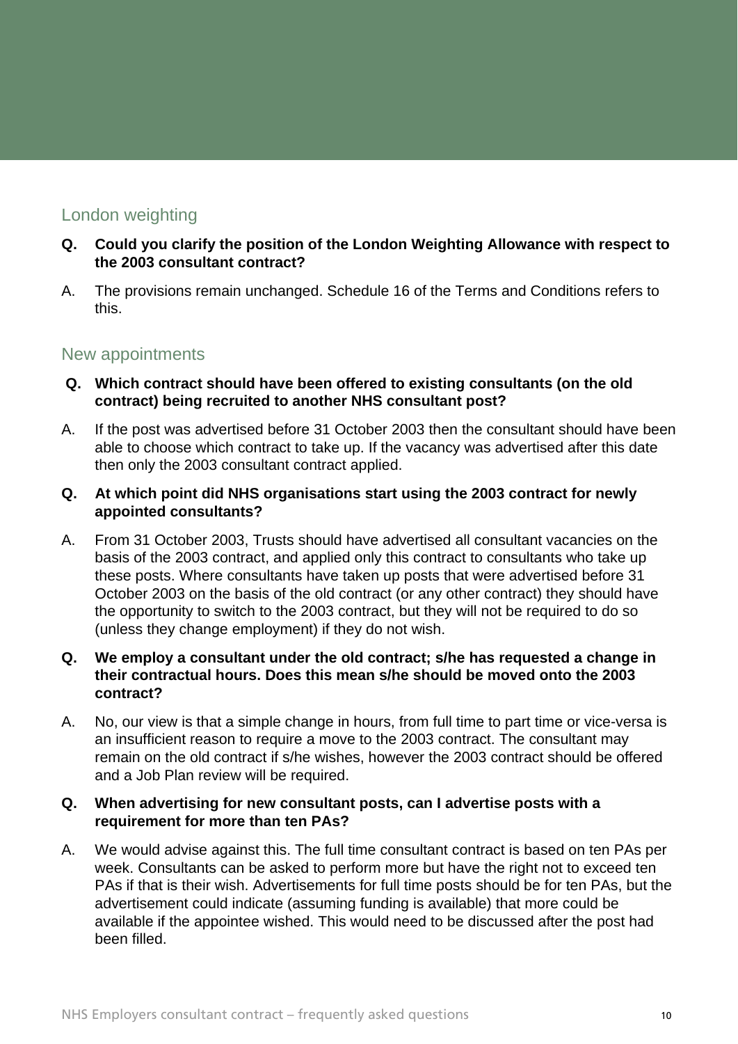## London weighting

**Q. Could you clarify the position of the London Weighting Allowance with respect to the 2003 consultant contract?**

A. The provisions remain unchanged. Schedule 16 of the Terms and Conditions refers to this.

## New appointments

**Q. Which contract should have been offered to existing consultants (on the old contract) being recruited to another NHS consultant post?**

A. If the post was advertised before 31 October 2003 then the consultant should have been able to choose which contract to take up. If the vacancy was advertised after this date then only the 2003 consultant contract applied.

**Q. At which point did NHS organisations start using the 2003 contract for newly appointed consultants?**

A. From 31 October 2003, Trusts should have advertised all consultant vacancies on the basis of the 2003 contract, and applied only this contract to consultants who take up these posts. Where consultants have taken up posts that were advertised before 31 October 2003 on the basis of the old contract (or any other contract) they should have the opportunity to switch to the 2003 contract, but they will not be required to do so (unless they change employment) if they do not wish.

**Q. We employ a consultant under the old contract; s/he has requested a change in their contractual hours. Does this mean s/he should be moved onto the 2003 contract?**

A. No, our view is that a simple change in hours, from full time to part time or vice-versa is an insufficient reason to require a move to the 2003 contract. The consultant may remain on the old contract if s/he wishes, however the 2003 contract should be offered and a Job Plan review will be required.

**Q. When advertising for new consultant posts, can I advertise posts with a requirement for more than ten PAs?**

A. We would advise against this. The full time consultant contract is based on ten PAs per week. Consultants can be asked to perform more but have the right not to exceed ten PAs if that is their wish. Advertisements for full time posts should be for ten PAs, but the advertisement could indicate (assuming funding is available) that more could be available if the appointee wished. This would need to be discussed after the post had been filled.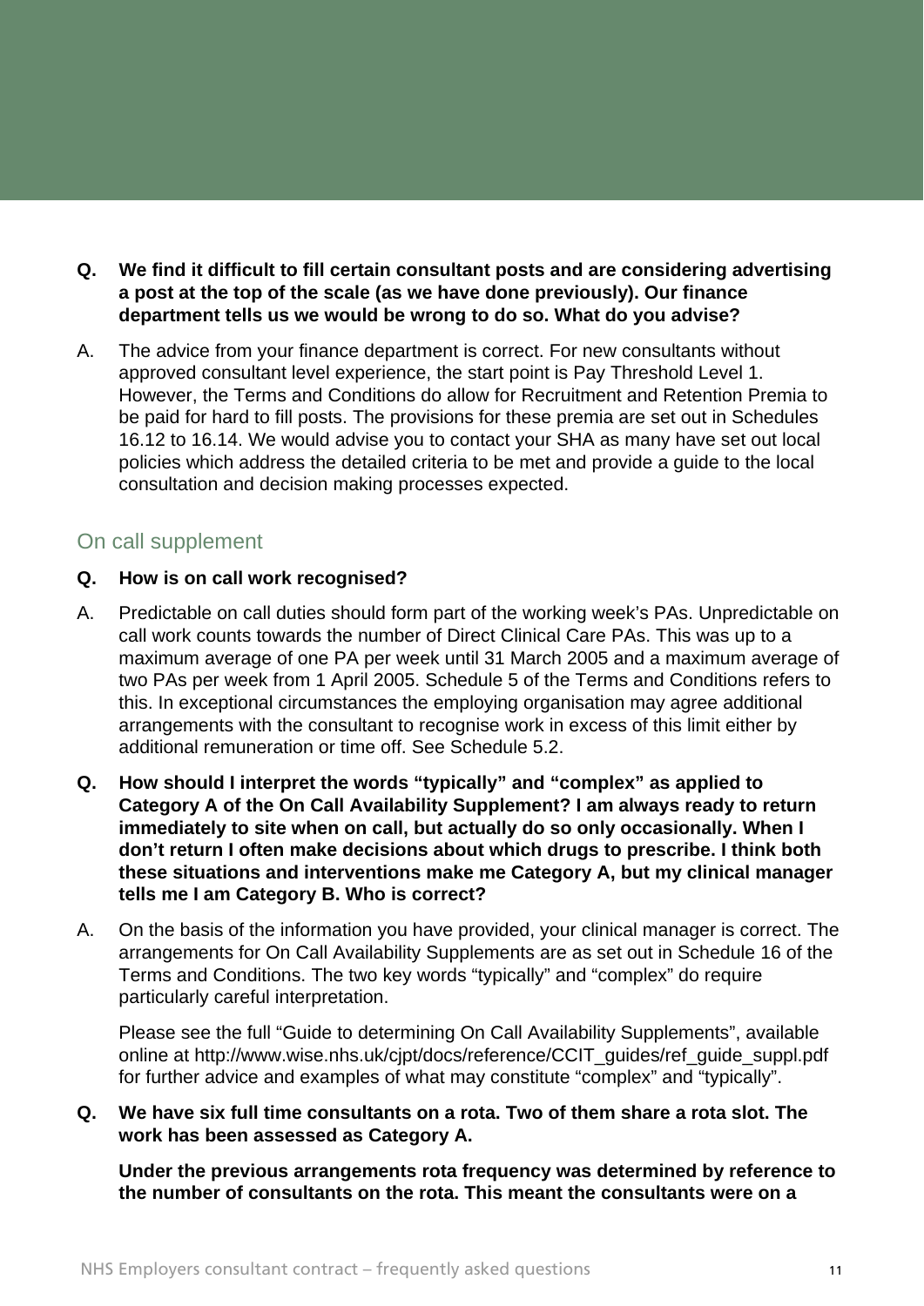**Q. We find it difficult to fill certain consultant posts and are considering advertising a post at the top of the scale (as we have done previously). Our finance department tells us we would be wrong to do so. What do you advise?**

A. The advice from your finance department is correct. For new consultants without approved consultant level experience, the start point is Pay Threshold Level 1. However, the Terms and Conditions do allow for Recruitment and Retention Premia to be paid for hard to fill posts. The provisions for these premia are set out in Schedules 16.12 to 16.14. We would advise you to contact your SHA as many have set out local policies which address the detailed criteria to be met and provide a guide to the local consultation and decision making processes expected.

## On call supplement

**Q. How is on call work recognised?**

A. Predictable on call duties should form part of the working week's PAs. Unpredictable on call work counts towards the number of Direct Clinical Care PAs. This was up to a maximum average of one PA per week until 31 March 2005 and a maximum average of two PAs per week from 1 April 2005. Schedule 5 of the Terms and Conditions refers to this. In exceptional circumstances the employing organisation may agree additional arrangements with the consultant to recognise work in excess of this limit either by additional remuneration or time off. See Schedule 5.2.

**Q. How should I interpret the words "typically" and "complex" as applied to Category A of the On Call Availability Supplement? I am always ready to return immediately to site when on call, but actually do so only occasionally. When I don't return I often make decisions about which drugs to prescribe. I think both these situations and interventions make me Category A, but my clinical manager tells me I am Category B. Who is correct?**

A. On the basis of the information you have provided, your clinical manager is correct. The arrangements for On Call Availability Supplements are as set out in Schedule 16 of the Terms and Conditions. The two key words "typically" and "complex" do require particularly careful interpretation.

Please see the full "Guide to determining On Call Availability Supplements", available online at http://www.wise.nhs.uk/cjpt/docs/reference/CCIT_guides/ref_guide_suppl.pdf for further advice and examples of what may constitute "complex" and "typically".

**Q. We have six full time consultants on a rota. Two of them share a rota slot. The work has been assessed as Category A.**

**Under the previous arrangements rota frequency was determined by reference to the number of consultants on the rota. This meant the consultants were on a**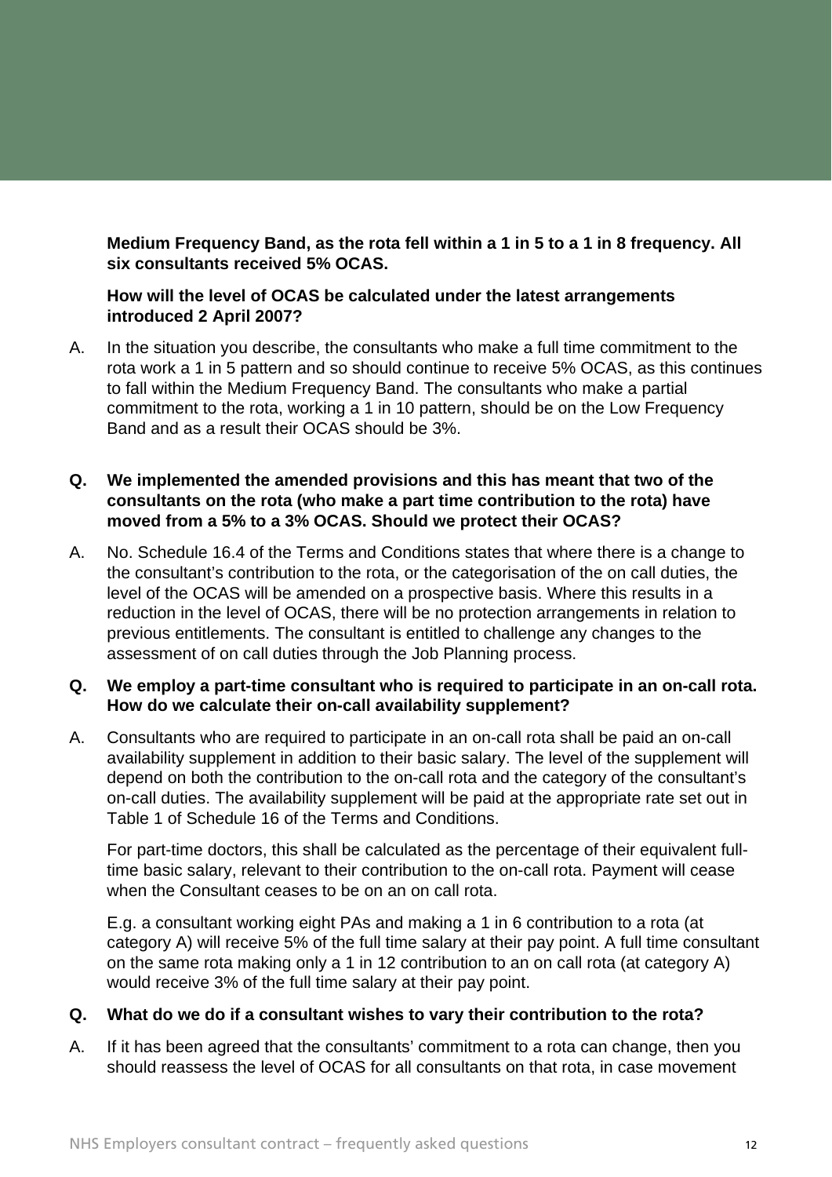**Medium Frequency Band, as the rota fell within a 1 in 5 to a 1 in 8 frequency. All six consultants received 5% OCAS.**

**How will the level of OCAS be calculated under the latest arrangements introduced 2 April 2007?**

A. In the situation you describe, the consultants who make a full time commitment to the rota work a 1 in 5 pattern and so should continue to receive 5% OCAS, as this continues to fall within the Medium Frequency Band. The consultants who make a partial commitment to the rota, working a 1 in 10 pattern, should be on the Low Frequency Band and as a result their OCAS should be 3%.

**Q. We implemented the amended provisions and this has meant that two of the consultants on the rota (who make a part time contribution to the rota) have moved from a 5% to a 3% OCAS. Should we protect their OCAS?**

A. No. Schedule 16.4 of the Terms and Conditions states that where there is a change to the consultant's contribution to the rota, or the categorisation of the on call duties, the level of the OCAS will be amended on a prospective basis. Where this results in a reduction in the level of OCAS, there will be no protection arrangements in relation to previous entitlements. The consultant is entitled to challenge any changes to the assessment of on call duties through the Job Planning process.

**Q. We employ a part-time consultant who is required to participate in an on-call rota. How do we calculate their on-call availability supplement?**

A. Consultants who are required to participate in an on-call rota shall be paid an on-call availability supplement in addition to their basic salary. The level of the supplement will depend on both the contribution to the on-call rota and the category of the consultant's on-call duties. The availability supplement will be paid at the appropriate rate set out in Table 1 of Schedule 16 of the Terms and Conditions.

For part-time doctors, this shall be calculated as the percentage of their equivalent full-time basic salary, relevant to their contribution to the on-call rota. Payment will cease when the Consultant ceases to be on an on call rota.

E.g. a consultant working eight PAs and making a 1 in 6 contribution to a rota (at category A) will receive 5% of the full time salary at their pay point. A full time consultant on the same rota making only a 1 in 12 contribution to an on call rota (at category A) would receive 3% of the full time salary at their pay point.

**Q. What do we do if a consultant wishes to vary their contribution to the rota?**

A. If it has been agreed that the consultants' commitment to a rota can change, then you should reassess the level of OCAS for all consultants on that rota, in case movement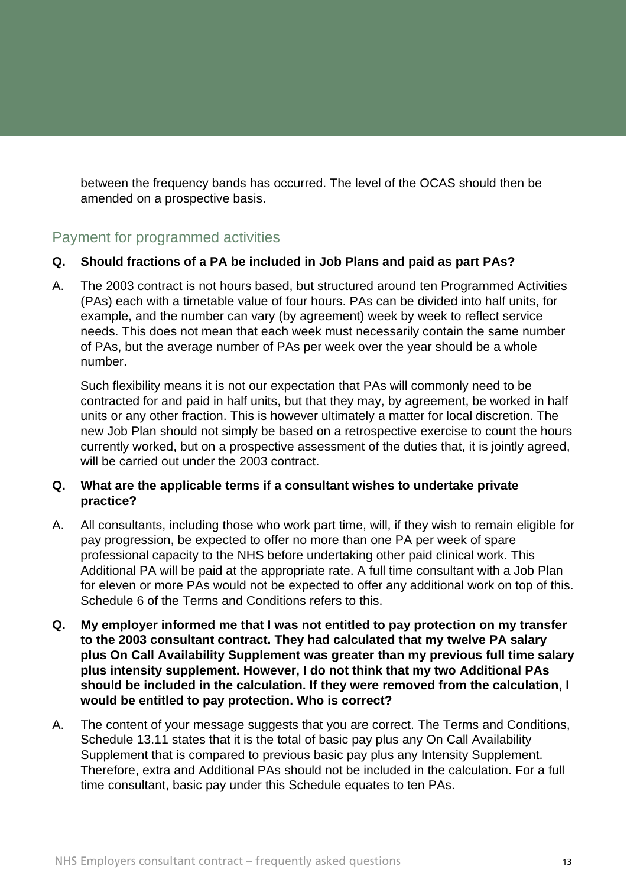between the frequency bands has occurred. The level of the OCAS should then be amended on a prospective basis.

## Payment for programmed activities

**Q. Should fractions of a PA be included in Job Plans and paid as part PAs?**

A. The 2003 contract is not hours based, but structured around ten Programmed Activities (PAs) each with a timetable value of four hours. PAs can be divided into half units, for example, and the number can vary (by agreement) week by week to reflect service needs. This does not mean that each week must necessarily contain the same number of PAs, but the average number of PAs per week over the year should be a whole number.

Such flexibility means it is not our expectation that PAs will commonly need to be contracted for and paid in half units, but that they may, by agreement, be worked in half units or any other fraction. This is however ultimately a matter for local discretion. The new Job Plan should not simply be based on a retrospective exercise to count the hours currently worked, but on a prospective assessment of the duties that, it is jointly agreed, will be carried out under the 2003 contract.

**Q. What are the applicable terms if a consultant wishes to undertake private practice?**

A. All consultants, including those who work part time, will, if they wish to remain eligible for pay progression, be expected to offer no more than one PA per week of spare professional capacity to the NHS before undertaking other paid clinical work. This Additional PA will be paid at the appropriate rate. A full time consultant with a Job Plan for eleven or more PAs would not be expected to offer any additional work on top of this. Schedule 6 of the Terms and Conditions refers to this.

**Q. My employer informed me that I was not entitled to pay protection on my transfer to the 2003 consultant contract. They had calculated that my twelve PA salary plus On Call Availability Supplement was greater than my previous full time salary plus intensity supplement. However, I do not think that my two Additional PAs should be included in the calculation. If they were removed from the calculation, I would be entitled to pay protection. Who is correct?**

A. The content of your message suggests that you are correct. The Terms and Conditions, Schedule 13.11 states that it is the total of basic pay plus any On Call Availability Supplement that is compared to previous basic pay plus any Intensity Supplement. Therefore, extra and Additional PAs should not be included in the calculation. For a full time consultant, basic pay under this Schedule equates to ten PAs.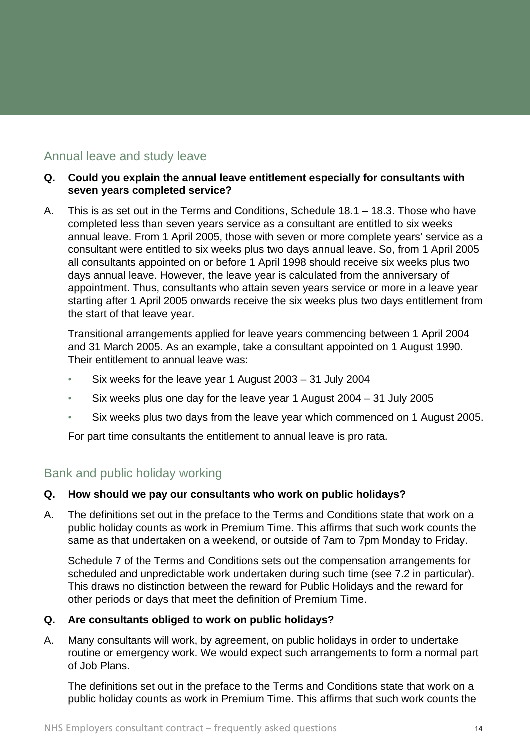## Annual leave and study leave

**Q. Could you explain the annual leave entitlement especially for consultants with seven years completed service?**

A. This is as set out in the Terms and Conditions, Schedule 18.1 – 18.3. Those who have completed less than seven years service as a consultant are entitled to six weeks annual leave. From 1 April 2005, those with seven or more complete years' service as a consultant were entitled to six weeks plus two days annual leave. So, from 1 April 2005 all consultants appointed on or before 1 April 1998 should receive six weeks plus two days annual leave. However, the leave year is calculated from the anniversary of appointment. Thus, consultants who attain seven years service or more in a leave year starting after 1 April 2005 onwards receive the six weeks plus two days entitlement from the start of that leave year.

Transitional arrangements applied for leave years commencing between 1 April 2004 and 31 March 2005. As an example, take a consultant appointed on 1 August 1990. Their entitlement to annual leave was:

- Six weeks for the leave year 1 August 2003 – 31 July 2004
- Six weeks plus one day for the leave year 1 August 2004 – 31 July 2005
- Six weeks plus two days from the leave year which commenced on 1 August 2005.

For part time consultants the entitlement to annual leave is pro rata.

## Bank and public holiday working

**Q. How should we pay our consultants who work on public holidays?**

A. The definitions set out in the preface to the Terms and Conditions state that work on a public holiday counts as work in Premium Time. This affirms that such work counts the same as that undertaken on a weekend, or outside of 7am to 7pm Monday to Friday.

Schedule 7 of the Terms and Conditions sets out the compensation arrangements for scheduled and unpredictable work undertaken during such time (see 7.2 in particular). This draws no distinction between the reward for Public Holidays and the reward for other periods or days that meet the definition of Premium Time.

**Q. Are consultants obliged to work on public holidays?**

A. Many consultants will work, by agreement, on public holidays in order to undertake routine or emergency work. We would expect such arrangements to form a normal part of Job Plans.

The definitions set out in the preface to the Terms and Conditions state that work on a public holiday counts as work in Premium Time. This affirms that such work counts the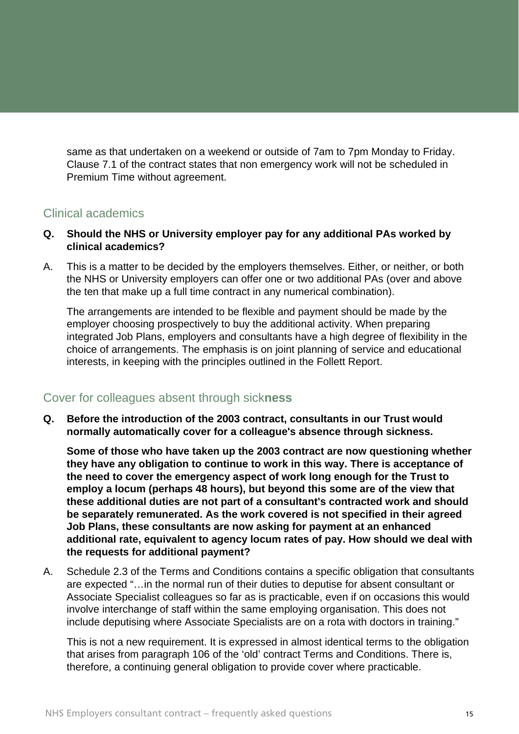same as that undertaken on a weekend or outside of 7am to 7pm Monday to Friday. Clause 7.1 of the contract states that non emergency work will not be scheduled in Premium Time without agreement.

## Clinical academics

**Q. Should the NHS or University employer pay for any additional PAs worked by clinical academics?**

A. This is a matter to be decided by the employers themselves. Either, or neither, or both the NHS or University employers can offer one or two additional PAs (over and above the ten that make up a full time contract in any numerical combination).

The arrangements are intended to be flexible and payment should be made by the employer choosing prospectively to buy the additional activity. When preparing integrated Job Plans, employers and consultants have a high degree of flexibility in the choice of arrangements. The emphasis is on joint planning of service and educational interests, in keeping with the principles outlined in the Follett Report.

## Cover for colleagues absent through sickness

**Q. Before the introduction of the 2003 contract, consultants in our Trust would normally automatically cover for a colleague's absence through sickness.**

**Some of those who have taken up the 2003 contract are now questioning whether they have any obligation to continue to work in this way. There is acceptance of the need to cover the emergency aspect of work long enough for the Trust to employ a locum (perhaps 48 hours), but beyond this some are of the view that these additional duties are not part of a consultant's contracted work and should be separately remunerated. As the work covered is not specified in their agreed Job Plans, these consultants are now asking for payment at an enhanced additional rate, equivalent to agency locum rates of pay. How should we deal with the requests for additional payment?**

A. Schedule 2.3 of the Terms and Conditions contains a specific obligation that consultants are expected "…in the normal run of their duties to deputise for absent consultant or Associate Specialist colleagues so far as is practicable, even if on occasions this would involve interchange of staff within the same employing organisation. This does not include deputising where Associate Specialists are on a rota with doctors in training."

This is not a new requirement. It is expressed in almost identical terms to the obligation that arises from paragraph 106 of the 'old' contract Terms and Conditions. There is, therefore, a continuing general obligation to provide cover where practicable.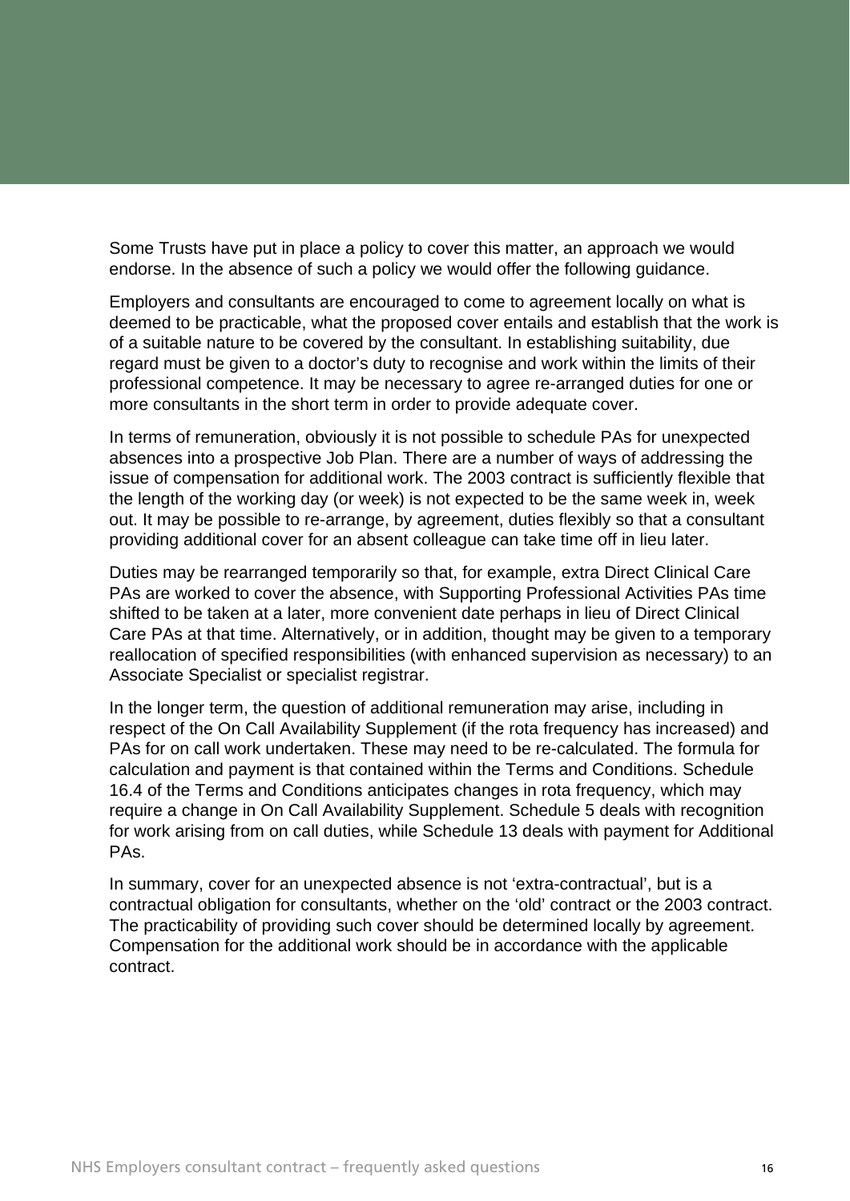Some Trusts have put in place a policy to cover this matter, an approach we would endorse. In the absence of such a policy we would offer the following guidance.

Employers and consultants are encouraged to come to agreement locally on what is deemed to be practicable, what the proposed cover entails and establish that the work is of a suitable nature to be covered by the consultant. In establishing suitability, due regard must be given to a doctor's duty to recognise and work within the limits of their professional competence. It may be necessary to agree re-arranged duties for one or more consultants in the short term in order to provide adequate cover.

In terms of remuneration, obviously it is not possible to schedule PAs for unexpected absences into a prospective Job Plan. There are a number of ways of addressing the issue of compensation for additional work. The 2003 contract is sufficiently flexible that the length of the working day (or week) is not expected to be the same week in, week out. It may be possible to re-arrange, by agreement, duties flexibly so that a consultant providing additional cover for an absent colleague can take time off in lieu later.

Duties may be rearranged temporarily so that, for example, extra Direct Clinical Care PAs are worked to cover the absence, with Supporting Professional Activities PAs time shifted to be taken at a later, more convenient date perhaps in lieu of Direct Clinical Care PAs at that time. Alternatively, or in addition, thought may be given to a temporary reallocation of specified responsibilities (with enhanced supervision as necessary) to an Associate Specialist or specialist registrar.

In the longer term, the question of additional remuneration may arise, including in respect of the On Call Availability Supplement (if the rota frequency has increased) and PAs for on call work undertaken. These may need to be re-calculated. The formula for calculation and payment is that contained within the Terms and Conditions. Schedule 16.4 of the Terms and Conditions anticipates changes in rota frequency, which may require a change in On Call Availability Supplement. Schedule 5 deals with recognition for work arising from on call duties, while Schedule 13 deals with payment for Additional PAs.

In summary, cover for an unexpected absence is not 'extra-contractual', but is a contractual obligation for consultants, whether on the 'old' contract or the 2003 contract. The practicability of providing such cover should be determined locally by agreement. Compensation for the additional work should be in accordance with the applicable contract.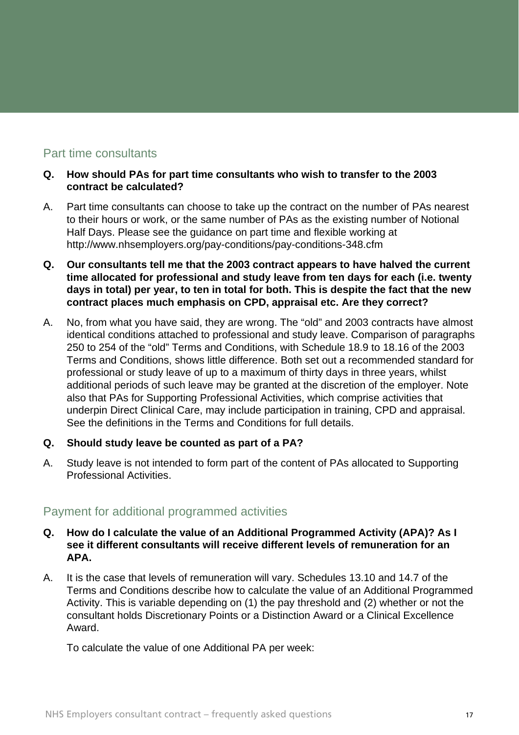## Part time consultants

**Q. How should PAs for part time consultants who wish to transfer to the 2003 contract be calculated?**

A. Part time consultants can choose to take up the contract on the number of PAs nearest to their hours or work, or the same number of PAs as the existing number of Notional Half Days. Please see the guidance on part time and flexible working at http://www.nhsemployers.org/pay-conditions/pay-conditions-348.cfm

**Q. Our consultants tell me that the 2003 contract appears to have halved the current time allocated for professional and study leave from ten days for each (i.e. twenty days in total) per year, to ten in total for both. This is despite the fact that the new contract places much emphasis on CPD, appraisal etc. Are they correct?**

A. No, from what you have said, they are wrong. The "old" and 2003 contracts have almost identical conditions attached to professional and study leave. Comparison of paragraphs 250 to 254 of the "old" Terms and Conditions, with Schedule 18.9 to 18.16 of the 2003 Terms and Conditions, shows little difference. Both set out a recommended standard for professional or study leave of up to a maximum of thirty days in three years, whilst additional periods of such leave may be granted at the discretion of the employer. Note also that PAs for Supporting Professional Activities, which comprise activities that underpin Direct Clinical Care, may include participation in training, CPD and appraisal. See the definitions in the Terms and Conditions for full details.

**Q. Should study leave be counted as part of a PA?**

A. Study leave is not intended to form part of the content of PAs allocated to Supporting Professional Activities.

## Payment for additional programmed activities

**Q. How do I calculate the value of an Additional Programmed Activity (APA)? As I see it different consultants will receive different levels of remuneration for an APA.**

A. It is the case that levels of remuneration will vary. Schedules 13.10 and 14.7 of the Terms and Conditions describe how to calculate the value of an Additional Programmed Activity. This is variable depending on (1) the pay threshold and (2) whether or not the consultant holds Discretionary Points or a Distinction Award or a Clinical Excellence Award.

To calculate the value of one Additional PA per week: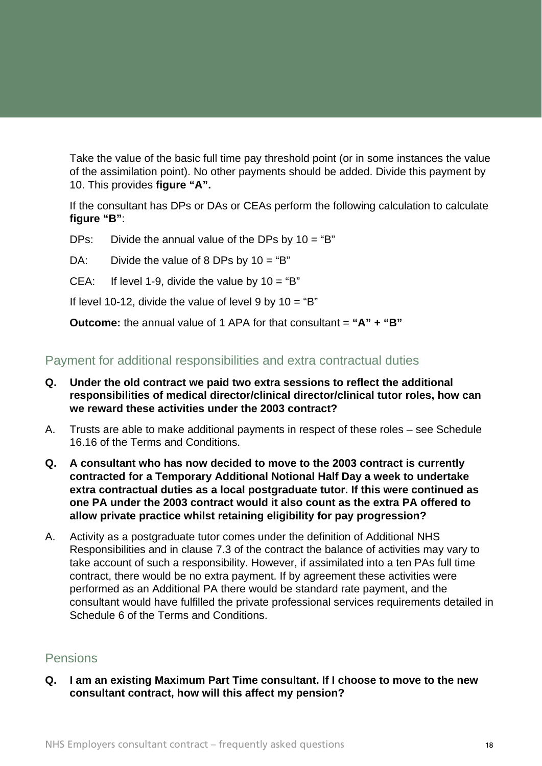Take the value of the basic full time pay threshold point (or in some instances the value of the assimilation point). No other payments should be added. Divide this payment by 10. This provides **figure "A".**

If the consultant has DPs or DAs or CEAs perform the following calculation to calculate **figure "B"**:

DPs: Divide the annual value of the DPs by 10 = "B"

DA: Divide the value of 8 DPs by 10 = "B"

CEA: If level 1-9, divide the value by 10 = "B"

If level 10-12, divide the value of level 9 by 10 = "B"

**Outcome:** the annual value of 1 APA for that consultant = **"A" + "B"**

## Payment for additional responsibilities and extra contractual duties

**Q. Under the old contract we paid two extra sessions to reflect the additional responsibilities of medical director/clinical director/clinical tutor roles, how can we reward these activities under the 2003 contract?**

A. Trusts are able to make additional payments in respect of these roles – see Schedule 16.16 of the Terms and Conditions.

**Q. A consultant who has now decided to move to the 2003 contract is currently contracted for a Temporary Additional Notional Half Day a week to undertake extra contractual duties as a local postgraduate tutor. If this were continued as one PA under the 2003 contract would it also count as the extra PA offered to allow private practice whilst retaining eligibility for pay progression?**

A. Activity as a postgraduate tutor comes under the definition of Additional NHS Responsibilities and in clause 7.3 of the contract the balance of activities may vary to take account of such a responsibility. However, if assimilated into a ten PAs full time contract, there would be no extra payment. If by agreement these activities were performed as an Additional PA there would be standard rate payment, and the consultant would have fulfilled the private professional services requirements detailed in Schedule 6 of the Terms and Conditions.

## Pensions

**Q. I am an existing Maximum Part Time consultant. If I choose to move to the new consultant contract, how will this affect my pension?**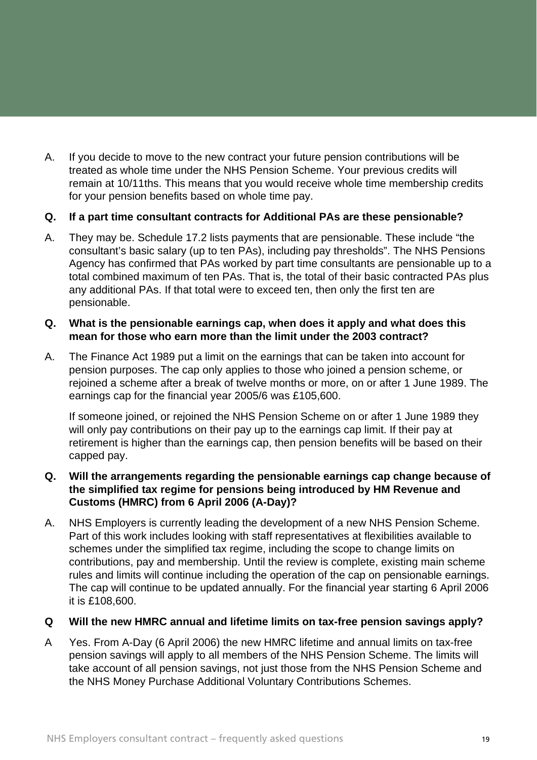A. If you decide to move to the new contract your future pension contributions will be treated as whole time under the NHS Pension Scheme. Your previous credits will remain at 10/11ths. This means that you would receive whole time membership credits for your pension benefits based on whole time pay.

**Q. If a part time consultant contracts for Additional PAs are these pensionable?**

A. They may be. Schedule 17.2 lists payments that are pensionable. These include "the consultant's basic salary (up to ten PAs), including pay thresholds". The NHS Pensions Agency has confirmed that PAs worked by part time consultants are pensionable up to a total combined maximum of ten PAs. That is, the total of their basic contracted PAs plus any additional PAs. If that total were to exceed ten, then only the first ten are pensionable.

**Q. What is the pensionable earnings cap, when does it apply and what does this mean for those who earn more than the limit under the 2003 contract?**

A. The Finance Act 1989 put a limit on the earnings that can be taken into account for pension purposes. The cap only applies to those who joined a pension scheme, or rejoined a scheme after a break of twelve months or more, on or after 1 June 1989. The earnings cap for the financial year 2005/6 was £105,600.

If someone joined, or rejoined the NHS Pension Scheme on or after 1 June 1989 they will only pay contributions on their pay up to the earnings cap limit. If their pay at retirement is higher than the earnings cap, then pension benefits will be based on their capped pay.

**Q. Will the arrangements regarding the pensionable earnings cap change because of the simplified tax regime for pensions being introduced by HM Revenue and Customs (HMRC) from 6 April 2006 (A-Day)?**

A. NHS Employers is currently leading the development of a new NHS Pension Scheme. Part of this work includes looking with staff representatives at flexibilities available to schemes under the simplified tax regime, including the scope to change limits on contributions, pay and membership. Until the review is complete, existing main scheme rules and limits will continue including the operation of the cap on pensionable earnings. The cap will continue to be updated annually. For the financial year starting 6 April 2006 it is £108,600.

**Q Will the new HMRC annual and lifetime limits on tax-free pension savings apply?**

A Yes. From A-Day (6 April 2006) the new HMRC lifetime and annual limits on tax-free pension savings will apply to all members of the NHS Pension Scheme. The limits will take account of all pension savings, not just those from the NHS Pension Scheme and the NHS Money Purchase Additional Voluntary Contributions Schemes.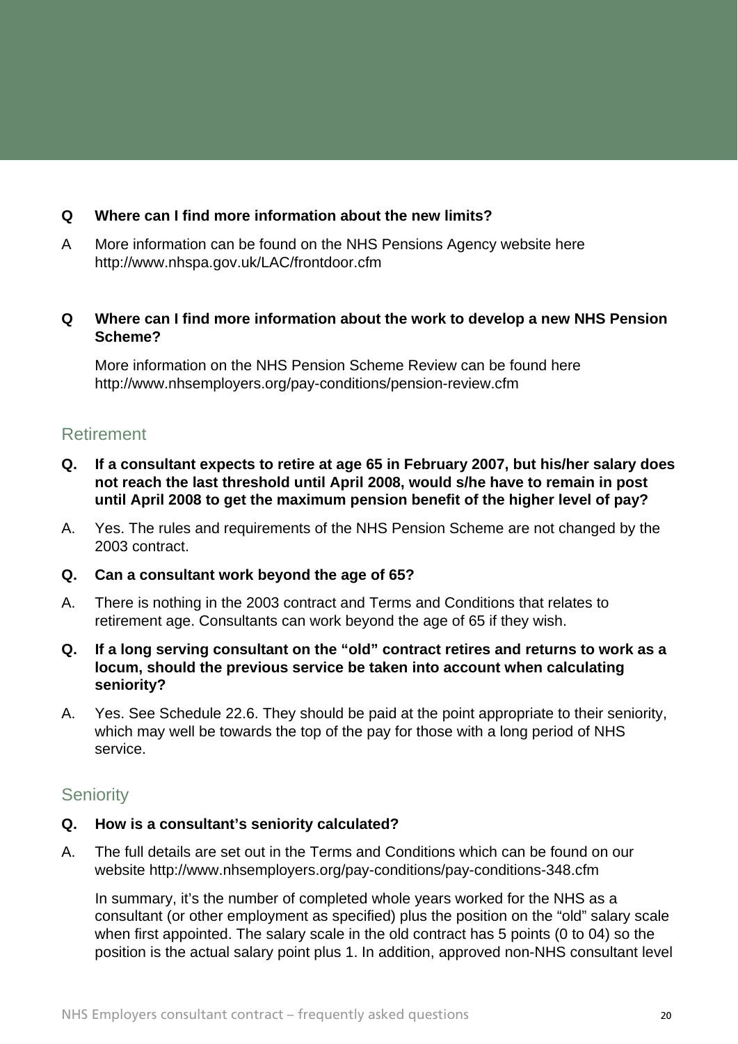**Q Where can I find more information about the new limits?**

A More information can be found on the NHS Pensions Agency website here http://www.nhspa.gov.uk/LAC/frontdoor.cfm

**Q Where can I find more information about the work to develop a new NHS Pension Scheme?**

More information on the NHS Pension Scheme Review can be found here http://www.nhsemployers.org/pay-conditions/pension-review.cfm

## Retirement

**Q. If a consultant expects to retire at age 65 in February 2007, but his/her salary does not reach the last threshold until April 2008, would s/he have to remain in post until April 2008 to get the maximum pension benefit of the higher level of pay?**

A. Yes. The rules and requirements of the NHS Pension Scheme are not changed by the 2003 contract.

**Q. Can a consultant work beyond the age of 65?**

A. There is nothing in the 2003 contract and Terms and Conditions that relates to retirement age. Consultants can work beyond the age of 65 if they wish.

**Q. If a long serving consultant on the "old" contract retires and returns to work as a locum, should the previous service be taken into account when calculating seniority?**

A. Yes. See Schedule 22.6. They should be paid at the point appropriate to their seniority, which may well be towards the top of the pay for those with a long period of NHS service.

## Seniority

**Q. How is a consultant's seniority calculated?**

A. The full details are set out in the Terms and Conditions which can be found on our website http://www.nhsemployers.org/pay-conditions/pay-conditions-348.cfm

In summary, it's the number of completed whole years worked for the NHS as a consultant (or other employment as specified) plus the position on the "old" salary scale when first appointed. The salary scale in the old contract has 5 points (0 to 04) so the position is the actual salary point plus 1. In addition, approved non-NHS consultant level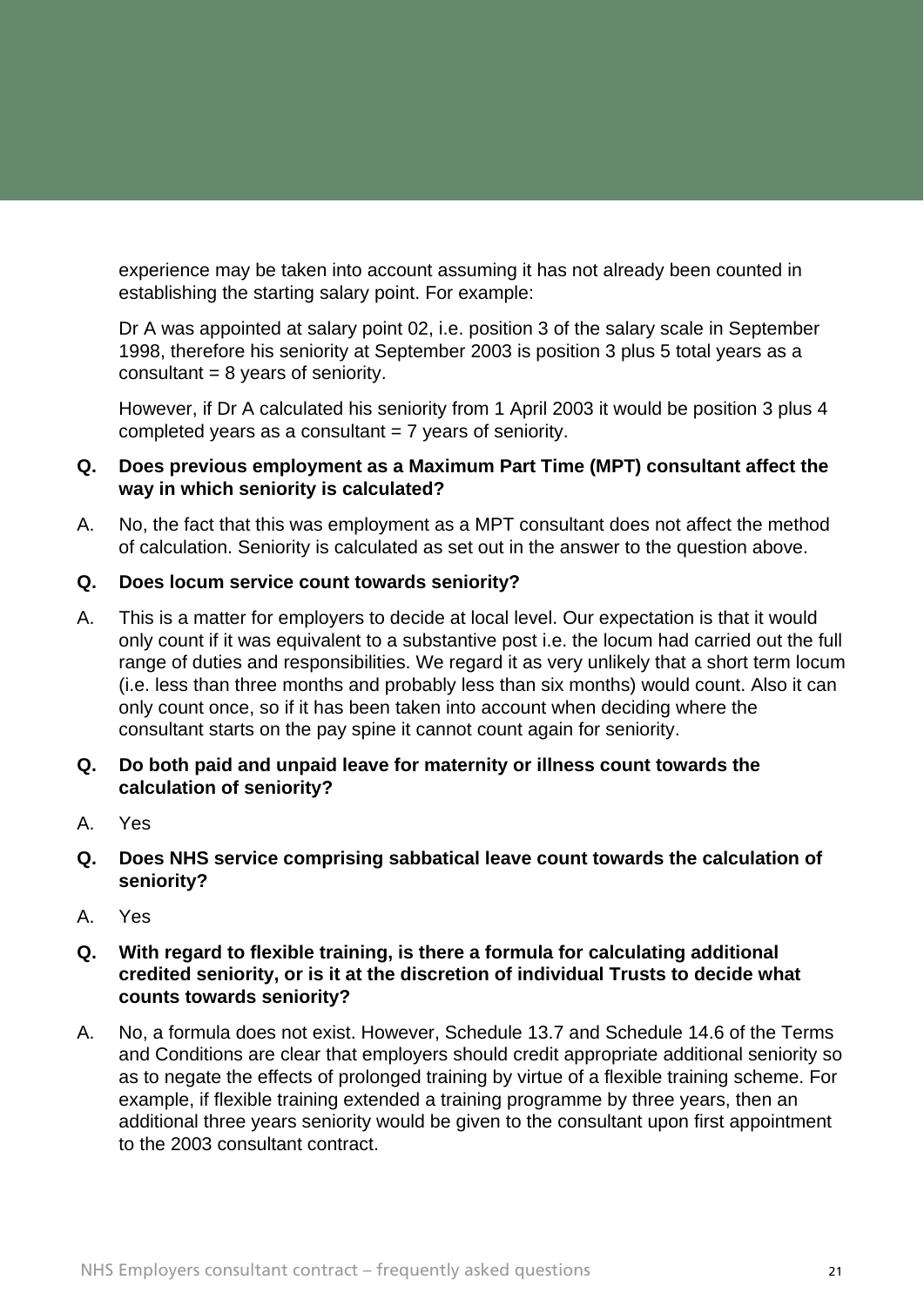experience may be taken into account assuming it has not already been counted in establishing the starting salary point. For example:

Dr A was appointed at salary point 02, i.e. position 3 of the salary scale in September 1998, therefore his seniority at September 2003 is position 3 plus 5 total years as a consultant = 8 years of seniority.

However, if Dr A calculated his seniority from 1 April 2003 it would be position 3 plus 4 completed years as a consultant = 7 years of seniority.

**Q. Does previous employment as a Maximum Part Time (MPT) consultant affect the way in which seniority is calculated?**

A. No, the fact that this was employment as a MPT consultant does not affect the method of calculation. Seniority is calculated as set out in the answer to the question above.

**Q. Does locum service count towards seniority?**

A. This is a matter for employers to decide at local level. Our expectation is that it would only count if it was equivalent to a substantive post i.e. the locum had carried out the full range of duties and responsibilities. We regard it as very unlikely that a short term locum (i.e. less than three months and probably less than six months) would count. Also it can only count once, so if it has been taken into account when deciding where the consultant starts on the pay spine it cannot count again for seniority.

**Q. Do both paid and unpaid leave for maternity or illness count towards the calculation of seniority?**

A. Yes

**Q. Does NHS service comprising sabbatical leave count towards the calculation of seniority?**

A. Yes

**Q. With regard to flexible training, is there a formula for calculating additional credited seniority, or is it at the discretion of individual Trusts to decide what counts towards seniority?**

A. No, a formula does not exist. However, Schedule 13.7 and Schedule 14.6 of the Terms and Conditions are clear that employers should credit appropriate additional seniority so as to negate the effects of prolonged training by virtue of a flexible training scheme. For example, if flexible training extended a training programme by three years, then an additional three years seniority would be given to the consultant upon first appointment to the 2003 consultant contract.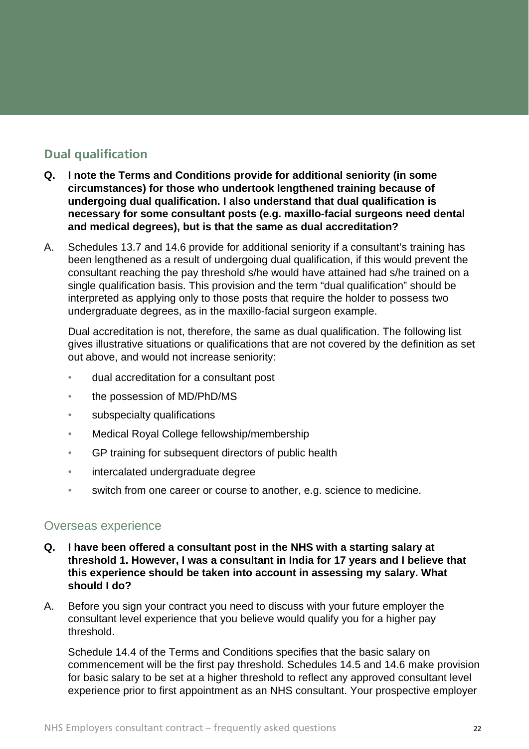## Dual qualification

**Q. I note the Terms and Conditions provide for additional seniority (in some circumstances) for those who undertook lengthened training because of undergoing dual qualification. I also understand that dual qualification is necessary for some consultant posts (e.g. maxillo-facial surgeons need dental and medical degrees), but is that the same as dual accreditation?**

A. Schedules 13.7 and 14.6 provide for additional seniority if a consultant's training has been lengthened as a result of undergoing dual qualification, if this would prevent the consultant reaching the pay threshold s/he would have attained had s/he trained on a single qualification basis. This provision and the term "dual qualification" should be interpreted as applying only to those posts that require the holder to possess two undergraduate degrees, as in the maxillo-facial surgeon example.

Dual accreditation is not, therefore, the same as dual qualification. The following list gives illustrative situations or qualifications that are not covered by the definition as set out above, and would not increase seniority:

- dual accreditation for a consultant post
- the possession of MD/PhD/MS
- subspecialty qualifications
- Medical Royal College fellowship/membership
- GP training for subsequent directors of public health
- intercalated undergraduate degree
- switch from one career or course to another, e.g. science to medicine.

### Overseas experience

**Q. I have been offered a consultant post in the NHS with a starting salary at threshold 1. However, I was a consultant in India for 17 years and I believe that this experience should be taken into account in assessing my salary. What should I do?**

A. Before you sign your contract you need to discuss with your future employer the consultant level experience that you believe would qualify you for a higher pay threshold.

Schedule 14.4 of the Terms and Conditions specifies that the basic salary on commencement will be the first pay threshold. Schedules 14.5 and 14.6 make provision for basic salary to be set at a higher threshold to reflect any approved consultant level experience prior to first appointment as an NHS consultant. Your prospective employer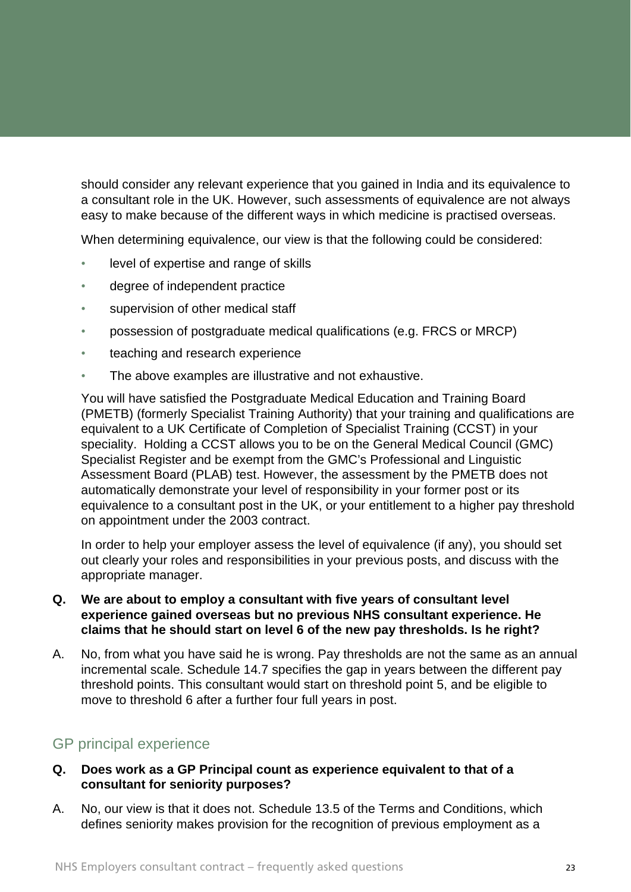should consider any relevant experience that you gained in India and its equivalence to a consultant role in the UK. However, such assessments of equivalence are not always easy to make because of the different ways in which medicine is practised overseas.

When determining equivalence, our view is that the following could be considered:

- level of expertise and range of skills
- degree of independent practice
- supervision of other medical staff
- possession of postgraduate medical qualifications (e.g. FRCS or MRCP)
- teaching and research experience
- The above examples are illustrative and not exhaustive.

You will have satisfied the Postgraduate Medical Education and Training Board (PMETB) (formerly Specialist Training Authority) that your training and qualifications are equivalent to a UK Certificate of Completion of Specialist Training (CCST) in your speciality. Holding a CCST allows you to be on the General Medical Council (GMC) Specialist Register and be exempt from the GMC's Professional and Linguistic Assessment Board (PLAB) test. However, the assessment by the PMETB does not automatically demonstrate your level of responsibility in your former post or its equivalence to a consultant post in the UK, or your entitlement to a higher pay threshold on appointment under the 2003 contract.

In order to help your employer assess the level of equivalence (if any), you should set out clearly your roles and responsibilities in your previous posts, and discuss with the appropriate manager.

**Q. We are about to employ a consultant with five years of consultant level experience gained overseas but no previous NHS consultant experience. He claims that he should start on level 6 of the new pay thresholds. Is he right?**

A. No, from what you have said he is wrong. Pay thresholds are not the same as an annual incremental scale. Schedule 14.7 specifies the gap in years between the different pay threshold points. This consultant would start on threshold point 5, and be eligible to move to threshold 6 after a further four full years in post.

## GP principal experience

**Q. Does work as a GP Principal count as experience equivalent to that of a consultant for seniority purposes?**

A. No, our view is that it does not. Schedule 13.5 of the Terms and Conditions, which defines seniority makes provision for the recognition of previous employment as a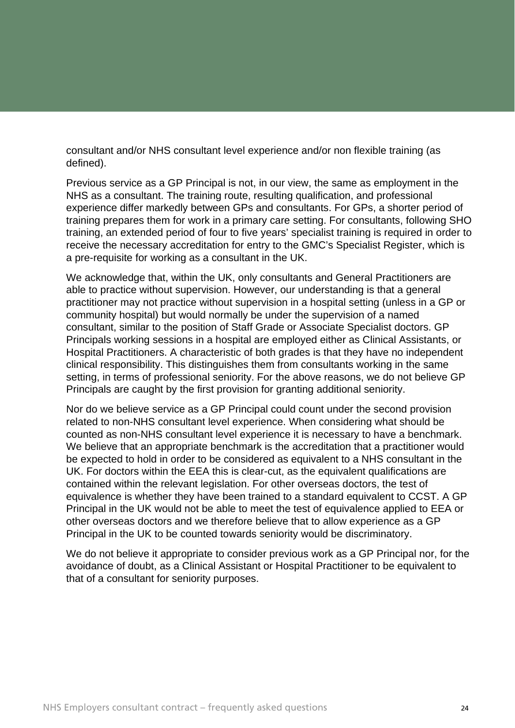consultant and/or NHS consultant level experience and/or non flexible training (as defined).

Previous service as a GP Principal is not, in our view, the same as employment in the NHS as a consultant. The training route, resulting qualification, and professional experience differ markedly between GPs and consultants. For GPs, a shorter period of training prepares them for work in a primary care setting. For consultants, following SHO training, an extended period of four to five years' specialist training is required in order to receive the necessary accreditation for entry to the GMC's Specialist Register, which is a pre-requisite for working as a consultant in the UK.

We acknowledge that, within the UK, only consultants and General Practitioners are able to practice without supervision. However, our understanding is that a general practitioner may not practice without supervision in a hospital setting (unless in a GP or community hospital) but would normally be under the supervision of a named consultant, similar to the position of Staff Grade or Associate Specialist doctors. GP Principals working sessions in a hospital are employed either as Clinical Assistants, or Hospital Practitioners. A characteristic of both grades is that they have no independent clinical responsibility. This distinguishes them from consultants working in the same setting, in terms of professional seniority. For the above reasons, we do not believe GP Principals are caught by the first provision for granting additional seniority.

Nor do we believe service as a GP Principal could count under the second provision related to non-NHS consultant level experience. When considering what should be counted as non-NHS consultant level experience it is necessary to have a benchmark. We believe that an appropriate benchmark is the accreditation that a practitioner would be expected to hold in order to be considered as equivalent to a NHS consultant in the UK. For doctors within the EEA this is clear-cut, as the equivalent qualifications are contained within the relevant legislation. For other overseas doctors, the test of equivalence is whether they have been trained to a standard equivalent to CCST. A GP Principal in the UK would not be able to meet the test of equivalence applied to EEA or other overseas doctors and we therefore believe that to allow experience as a GP Principal in the UK to be counted towards seniority would be discriminatory.

We do not believe it appropriate to consider previous work as a GP Principal nor, for the avoidance of doubt, as a Clinical Assistant or Hospital Practitioner to be equivalent to that of a consultant for seniority purposes.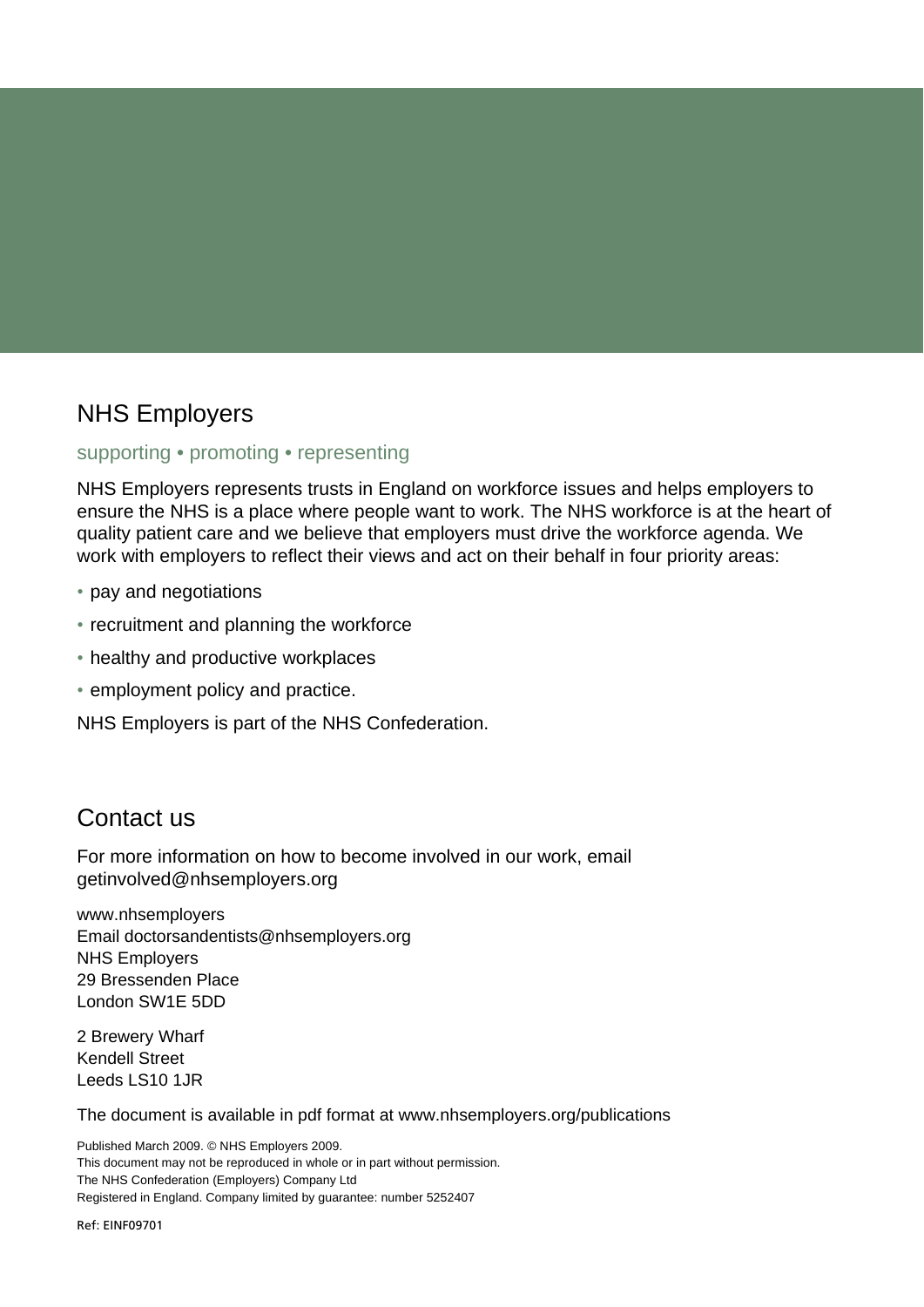## NHS Employers

supporting • promoting • representing

NHS Employers represents trusts in England on workforce issues and helps employers to ensure the NHS is a place where people want to work. The NHS workforce is at the heart of quality patient care and we believe that employers must drive the workforce agenda. We work with employers to reflect their views and act on their behalf in four priority areas:

- pay and negotiations
- recruitment and planning the workforce
- healthy and productive workplaces
- employment policy and practice.

NHS Employers is part of the NHS Confederation.

## Contact us

For more information on how to become involved in our work, email getinvolved@nhsemployers.org

www.nhsemployers
Email doctorsandentists@nhsemployers.org
NHS Employers
29 Bressenden Place
London SW1E 5DD

2 Brewery Wharf
Kendell Street
Leeds LS10 1JR

The document is available in pdf format at www.nhsemployers.org/publications

Published March 2009. © NHS Employers 2009.
This document may not be reproduced in whole or in part without permission.
The NHS Confederation (Employers) Company Ltd
Registered in England. Company limited by guarantee: number 5252407

Ref: EINF09701